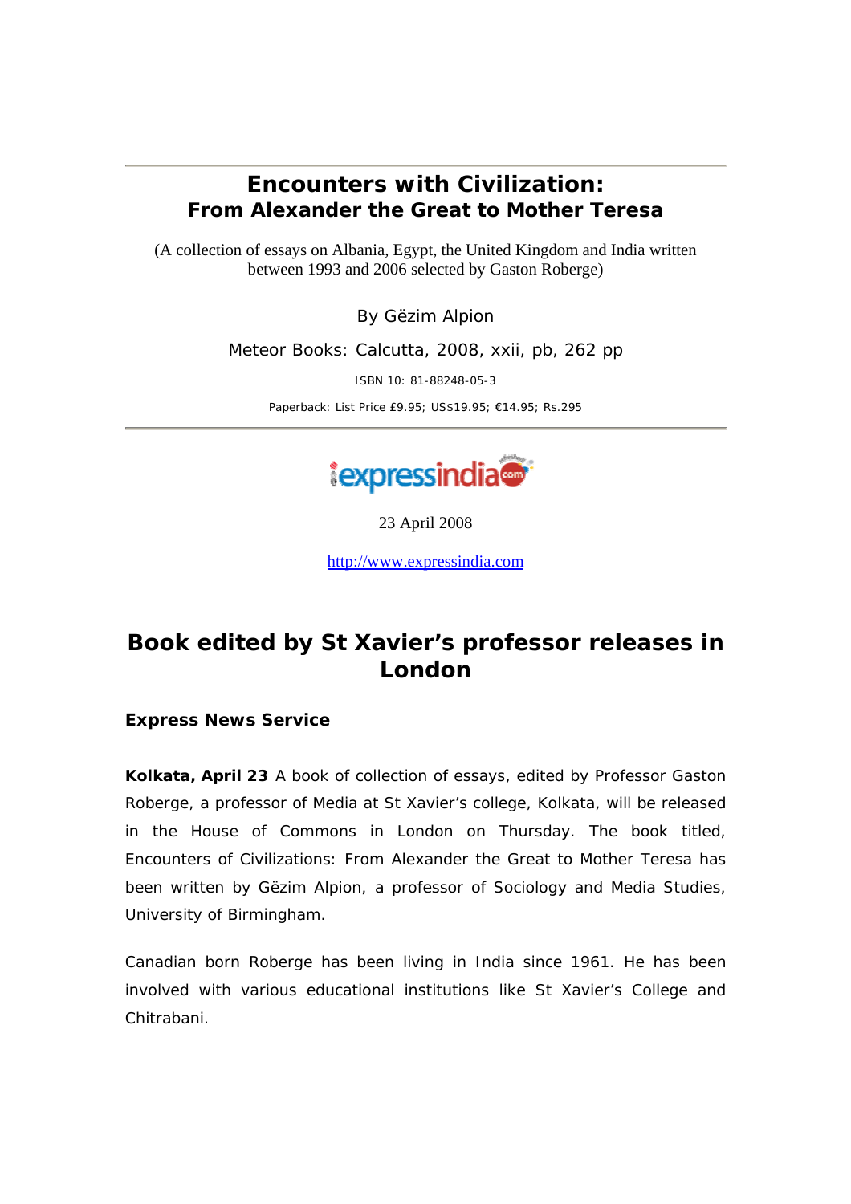# Encounters with Civilization:
## From Alexander the Great to Mother Teresa

(A collection of essays on Albania, Egypt, the United Kingdom and India written between 1993 and 2006 selected by Gaston Roberge)

By Gëzim Alpion

Meteor Books: Calcutta, 2008, xxii, pb, 262 pp

ISBN 10: 81-88248-05-3

Paperback: List Price £9.95; US$19.95; €14.95; Rs.295

---

iexpressindia.com

23 April 2008

http://www.expressindia.com

# Book edited by St Xavier's professor releases in London

**Express News Service**

**Kolkata, April 23** A book of collection of essays, edited by Professor Gaston Roberge, a professor of Media at St Xavier's college, Kolkata, will be released in the House of Commons in London on Thursday. The book titled, Encounters of Civilizations: From Alexander the Great to Mother Teresa has been written by Gëzim Alpion, a professor of Sociology and Media Studies, University of Birmingham.

Canadian born Roberge has been living in India since 1961. He has been involved with various educational institutions like St Xavier's College and Chitrabani.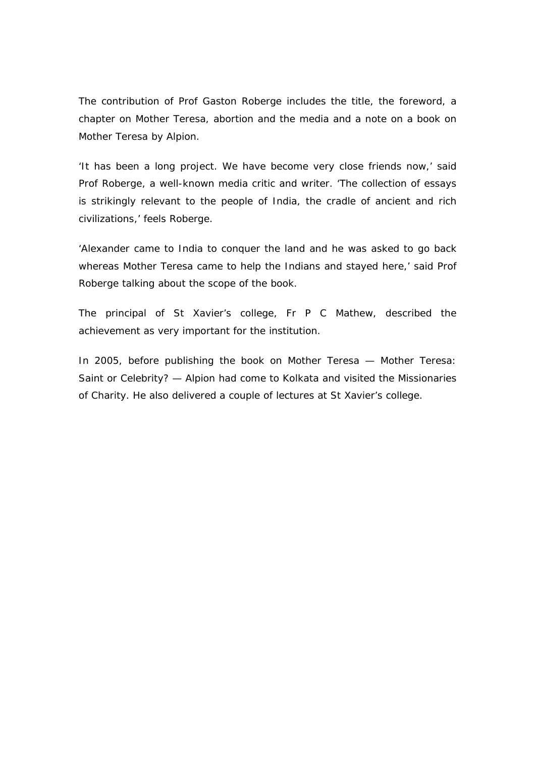The contribution of Prof Gaston Roberge includes the title, the foreword, a chapter on Mother Teresa, abortion and the media and a note on a book on Mother Teresa by Alpion.

'It has been a long project. We have become very close friends now,' said Prof Roberge, a well-known media critic and writer. 'The collection of essays is strikingly relevant to the people of India, the cradle of ancient and rich civilizations,' feels Roberge.

'Alexander came to India to conquer the land and he was asked to go back whereas Mother Teresa came to help the Indians and stayed here,' said Prof Roberge talking about the scope of the book.

The principal of St Xavier's college, Fr P C Mathew, described the achievement as very important for the institution.

In 2005, before publishing the book on Mother Teresa — Mother Teresa: Saint or Celebrity? — Alpion had come to Kolkata and visited the Missionaries of Charity. He also delivered a couple of lectures at St Xavier's college.